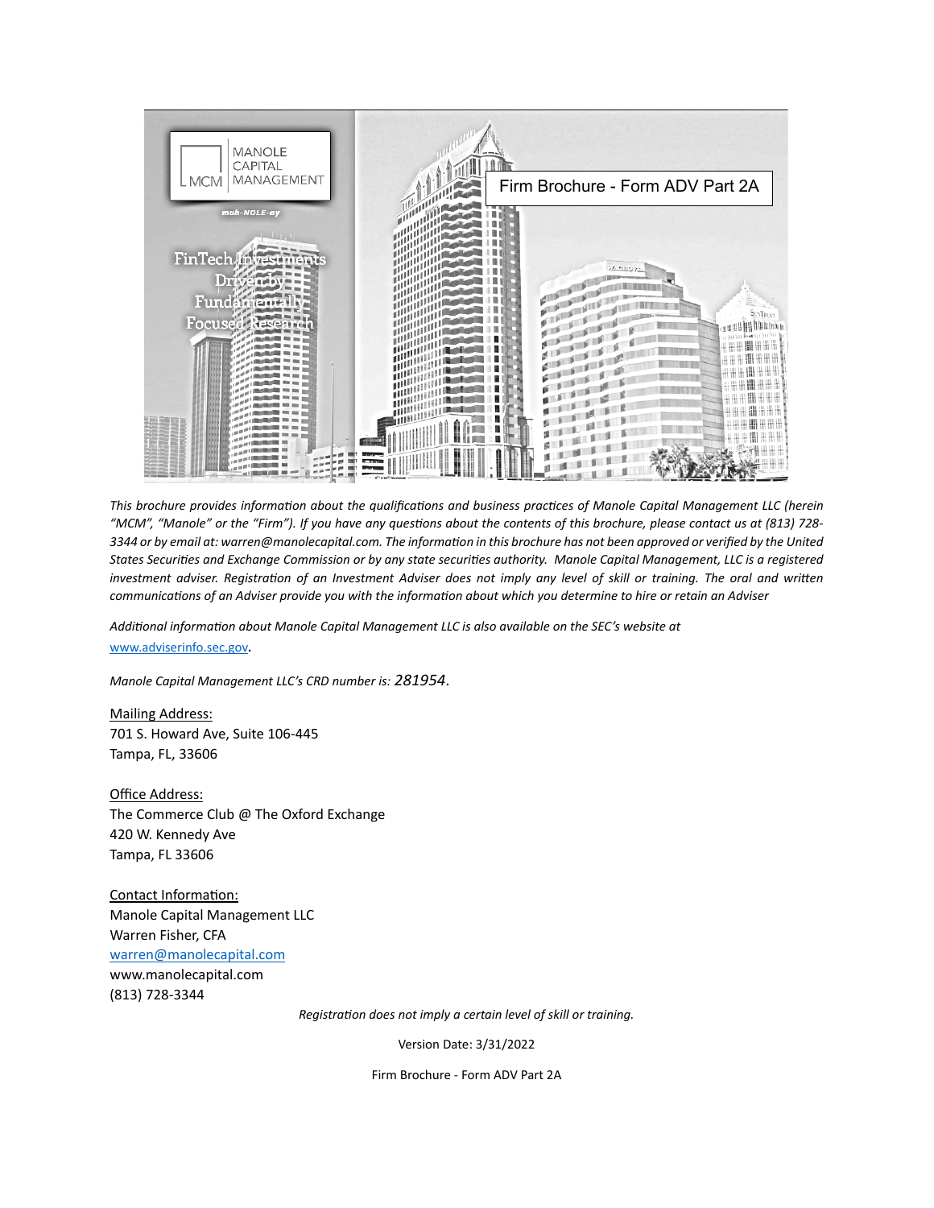MANOLE CAPITAL MANAGEMENT

MCM

mah-NOLE-ay

FinTech Investments Driven by Fundamentally Focused Research

# Firm Brochure - Form ADV Part 2A

*This brochure provides information about the qualifications and business practices of Manole Capital Management LLC (herein "MCM", "Manole" or the "Firm"). If you have any questions about the contents of this brochure, please contact us at (813) 728-3344 or by email at: warren@manolecapital.com. The information in this brochure has not been approved or verified by the United States Securities and Exchange Commission or by any state securities authority. Manole Capital Management, LLC is a registered investment adviser. Registration of an Investment Adviser does not imply any level of skill or training. The oral and written communications of an Adviser provide you with the information about which you determine to hire or retain an Adviser*

*Additional information about Manole Capital Management LLC is also available on the SEC's website at* [www.adviserinfo.sec.gov](http://www.adviserinfo.sec.gov).

*Manole Capital Management LLC's CRD number is: 281954*.

Mailing Address:
701 S. Howard Ave, Suite 106-445
Tampa, FL, 33606

Office Address:
The Commerce Club @ The Oxford Exchange
420 W. Kennedy Ave
Tampa, FL 33606

Contact Information:
Manole Capital Management LLC
Warren Fisher, CFA
[warren@manolecapital.com](mailto:warren@manolecapital.com)
www.manolecapital.com
(813) 728-3344

*Registration does not imply a certain level of skill or training.*

Version Date: 3/31/2022

Firm Brochure - Form ADV Part 2A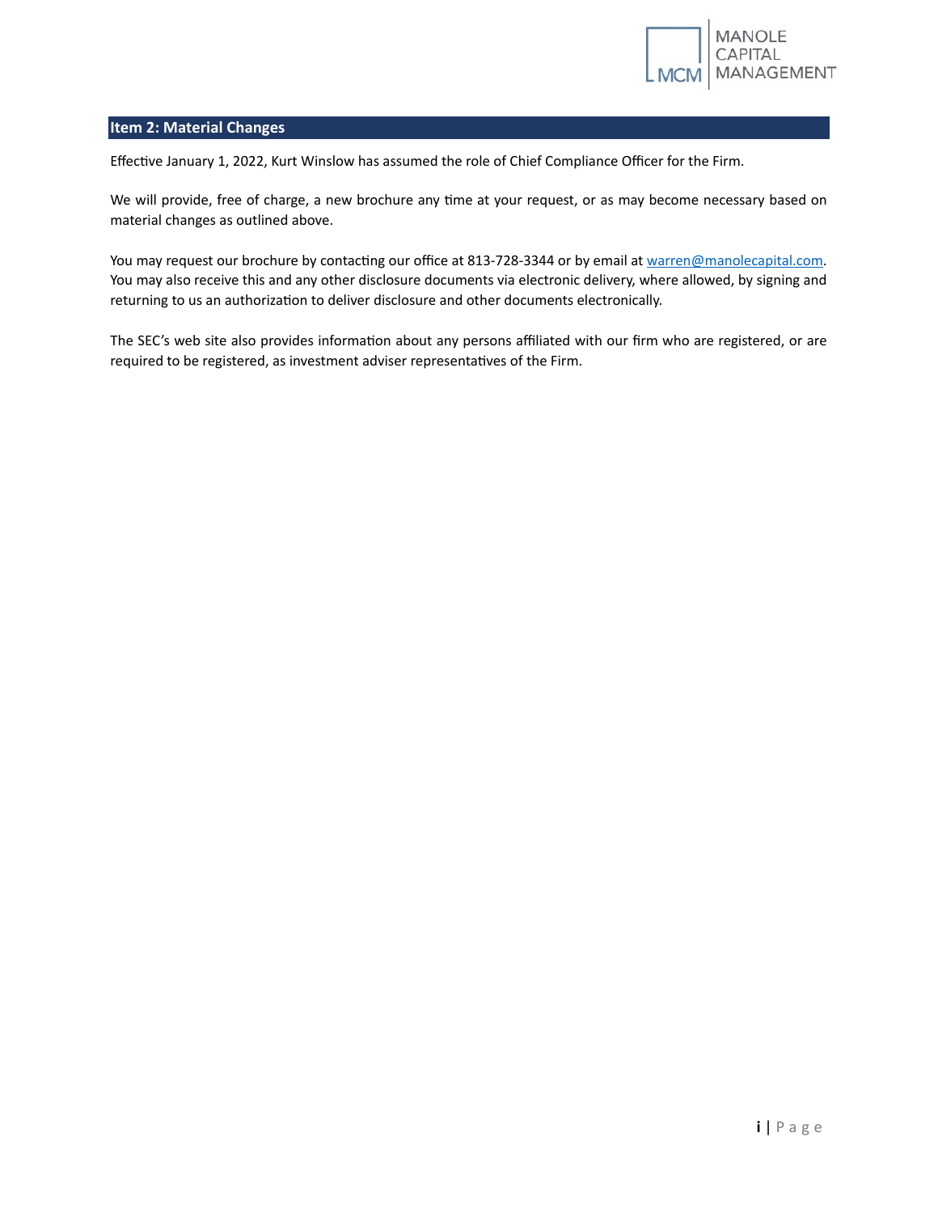## Item 2: Material Changes

Effective January 1, 2022, Kurt Winslow has assumed the role of Chief Compliance Officer for the Firm.

We will provide, free of charge, a new brochure any time at your request, or as may become necessary based on material changes as outlined above.

You may request our brochure by contacting our office at 813-728-3344 or by email at warren@manolecapital.com. You may also receive this and any other disclosure documents via electronic delivery, where allowed, by signing and returning to us an authorization to deliver disclosure and other documents electronically.

The SEC's web site also provides information about any persons affiliated with our firm who are registered, or are required to be registered, as investment adviser representatives of the Firm.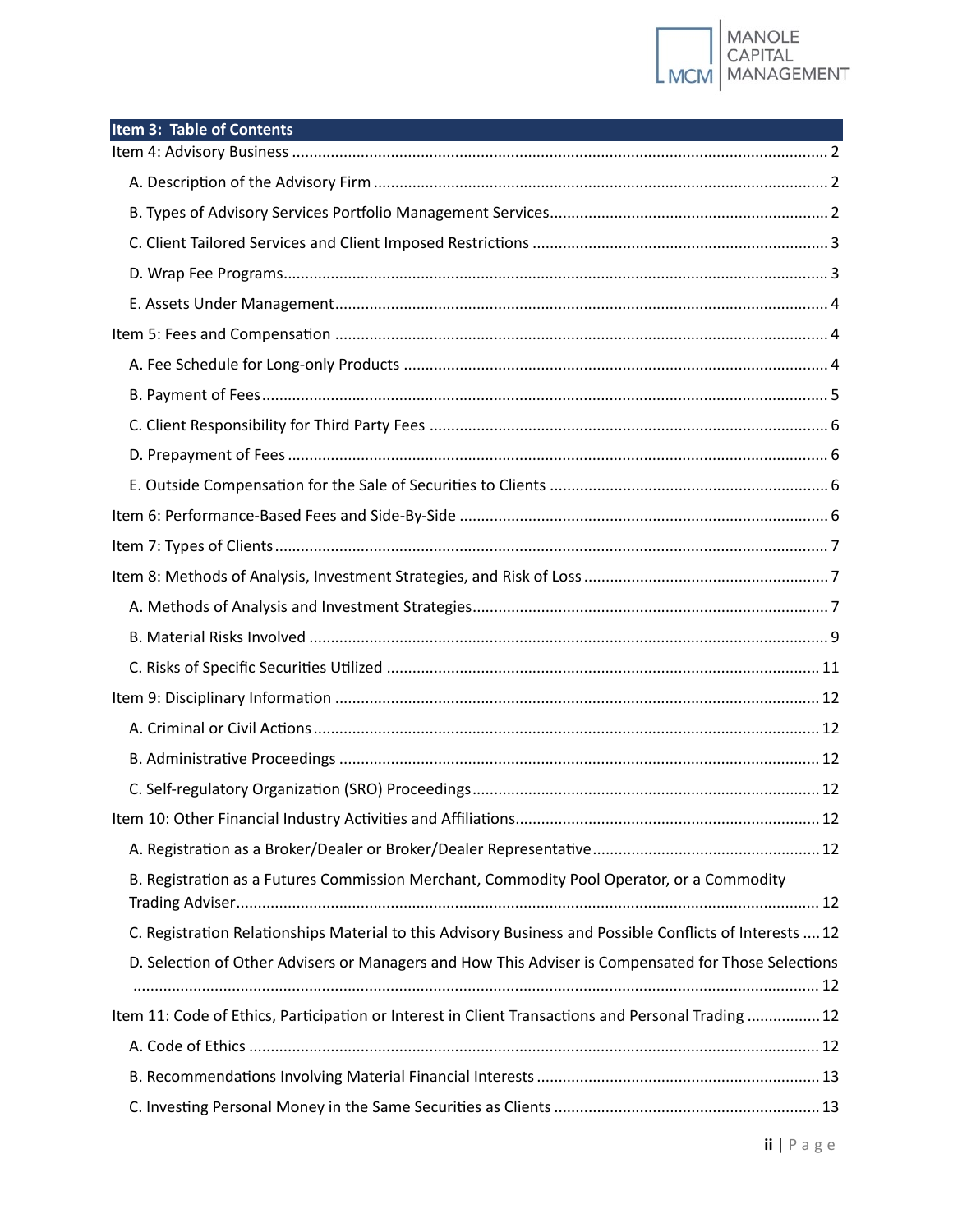## Item 3: Table of Contents

Item 4: Advisory Business .......... 2

- A. Description of the Advisory Firm .......... 2
- B. Types of Advisory Services Portfolio Management Services .......... 2
- C. Client Tailored Services and Client Imposed Restrictions .......... 3
- D. Wrap Fee Programs .......... 3
- E. Assets Under Management .......... 4

Item 5: Fees and Compensation .......... 4

- A. Fee Schedule for Long-only Products .......... 4
- B. Payment of Fees .......... 5
- C. Client Responsibility for Third Party Fees .......... 6
- D. Prepayment of Fees .......... 6
- E. Outside Compensation for the Sale of Securities to Clients .......... 6

Item 6: Performance-Based Fees and Side-By-Side .......... 6

Item 7: Types of Clients .......... 7

Item 8: Methods of Analysis, Investment Strategies, and Risk of Loss .......... 7

- A. Methods of Analysis and Investment Strategies .......... 7
- B. Material Risks Involved .......... 9
- C. Risks of Specific Securities Utilized .......... 11

Item 9: Disciplinary Information .......... 12

- A. Criminal or Civil Actions .......... 12
- B. Administrative Proceedings .......... 12
- C. Self-regulatory Organization (SRO) Proceedings .......... 12

Item 10: Other Financial Industry Activities and Affiliations .......... 12

- A. Registration as a Broker/Dealer or Broker/Dealer Representative .......... 12
- B. Registration as a Futures Commission Merchant, Commodity Pool Operator, or a Commodity Trading Adviser .......... 12
- C. Registration Relationships Material to this Advisory Business and Possible Conflicts of Interests .......... 12
- D. Selection of Other Advisers or Managers and How This Adviser is Compensated for Those Selections .......... 12

Item 11: Code of Ethics, Participation or Interest in Client Transactions and Personal Trading .......... 12

- A. Code of Ethics .......... 12
- B. Recommendations Involving Material Financial Interests .......... 13
- C. Investing Personal Money in the Same Securities as Clients .......... 13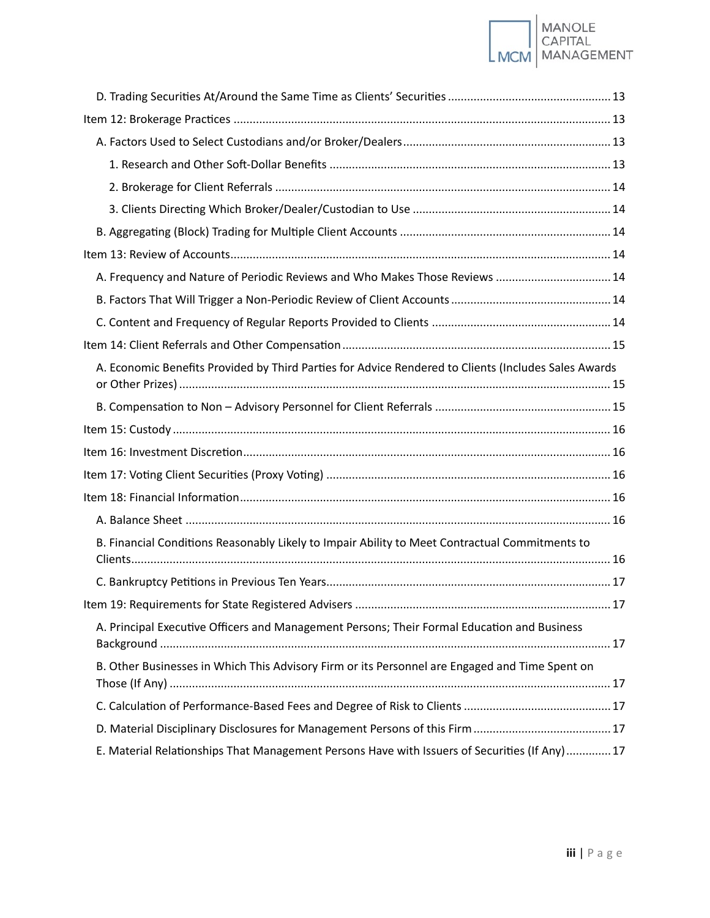D. Trading Securities At/Around the Same Time as Clients' Securities ................................................... 13

Item 12: Brokerage Practices ..................................................................................................................... 13

A. Factors Used to Select Custodians and/or Broker/Dealers ................................................................. 13

1. Research and Other Soft-Dollar Benefits ....................................................................................... 13

2. Brokerage for Client Referrals ........................................................................................................ 14

3. Clients Directing Which Broker/Dealer/Custodian to Use ............................................................. 14

B. Aggregating (Block) Trading for Multiple Client Accounts .................................................................. 14

Item 13: Review of Accounts ....................................................................................................................... 14

A. Frequency and Nature of Periodic Reviews and Who Makes Those Reviews .................................... 14

B. Factors That Will Trigger a Non-Periodic Review of Client Accounts .................................................. 14

C. Content and Frequency of Regular Reports Provided to Clients ........................................................ 14

Item 14: Client Referrals and Other Compensation ................................................................................... 15

A. Economic Benefits Provided by Third Parties for Advice Rendered to Clients (Includes Sales Awards or Other Prizes) ...................................................................................................................................... 15

B. Compensation to Non – Advisory Personnel for Client Referrals ....................................................... 15

Item 15: Custody ........................................................................................................................................ 16

Item 16: Investment Discretion .................................................................................................................. 16

Item 17: Voting Client Securities (Proxy Voting) ......................................................................................... 16

Item 18: Financial Information ................................................................................................................... 16

A. Balance Sheet ..................................................................................................................................... 16

B. Financial Conditions Reasonably Likely to Impair Ability to Meet Contractual Commitments to Clients ..................................................................................................................................................... 16

C. Bankruptcy Petitions in Previous Ten Years ........................................................................................ 17

Item 19: Requirements for State Registered Advisers ................................................................................ 17

A. Principal Executive Officers and Management Persons; Their Formal Education and Business Background ........................................................................................................................................... 17

B. Other Businesses in Which This Advisory Firm or its Personnel are Engaged and Time Spent on Those (If Any) ......................................................................................................................................... 17

C. Calculation of Performance-Based Fees and Degree of Risk to Clients .............................................. 17

D. Material Disciplinary Disclosures for Management Persons of this Firm ........................................... 17

E. Material Relationships That Management Persons Have with Issuers of Securities (If Any) .............. 17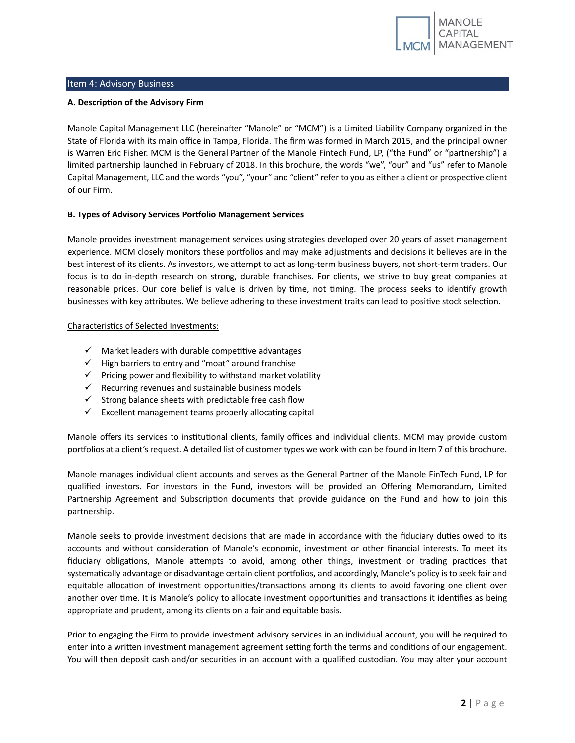## Item 4: Advisory Business

**A. Description of the Advisory Firm**

Manole Capital Management LLC (hereinafter "Manole" or "MCM") is a Limited Liability Company organized in the State of Florida with its main office in Tampa, Florida. The firm was formed in March 2015, and the principal owner is Warren Eric Fisher. MCM is the General Partner of the Manole Fintech Fund, LP, ("the Fund" or "partnership") a limited partnership launched in February of 2018. In this brochure, the words "we", "our" and "us" refer to Manole Capital Management, LLC and the words "you", "your" and "client" refer to you as either a client or prospective client of our Firm.

**B. Types of Advisory Services Portfolio Management Services**

Manole provides investment management services using strategies developed over 20 years of asset management experience. MCM closely monitors these portfolios and may make adjustments and decisions it believes are in the best interest of its clients. As investors, we attempt to act as long-term business buyers, not short-term traders. Our focus is to do in-depth research on strong, durable franchises. For clients, we strive to buy great companies at reasonable prices. Our core belief is value is driven by time, not timing. The process seeks to identify growth businesses with key attributes. We believe adhering to these investment traits can lead to positive stock selection.

Characteristics of Selected Investments:

- ✓ Market leaders with durable competitive advantages
- ✓ High barriers to entry and "moat" around franchise
- ✓ Pricing power and flexibility to withstand market volatility
- ✓ Recurring revenues and sustainable business models
- ✓ Strong balance sheets with predictable free cash flow
- ✓ Excellent management teams properly allocating capital

Manole offers its services to institutional clients, family offices and individual clients. MCM may provide custom portfolios at a client's request. A detailed list of customer types we work with can be found in Item 7 of this brochure.

Manole manages individual client accounts and serves as the General Partner of the Manole FinTech Fund, LP for qualified investors. For investors in the Fund, investors will be provided an Offering Memorandum, Limited Partnership Agreement and Subscription documents that provide guidance on the Fund and how to join this partnership.

Manole seeks to provide investment decisions that are made in accordance with the fiduciary duties owed to its accounts and without consideration of Manole's economic, investment or other financial interests. To meet its fiduciary obligations, Manole attempts to avoid, among other things, investment or trading practices that systematically advantage or disadvantage certain client portfolios, and accordingly, Manole's policy is to seek fair and equitable allocation of investment opportunities/transactions among its clients to avoid favoring one client over another over time. It is Manole's policy to allocate investment opportunities and transactions it identifies as being appropriate and prudent, among its clients on a fair and equitable basis.

Prior to engaging the Firm to provide investment advisory services in an individual account, you will be required to enter into a written investment management agreement setting forth the terms and conditions of our engagement. You will then deposit cash and/or securities in an account with a qualified custodian. You may alter your account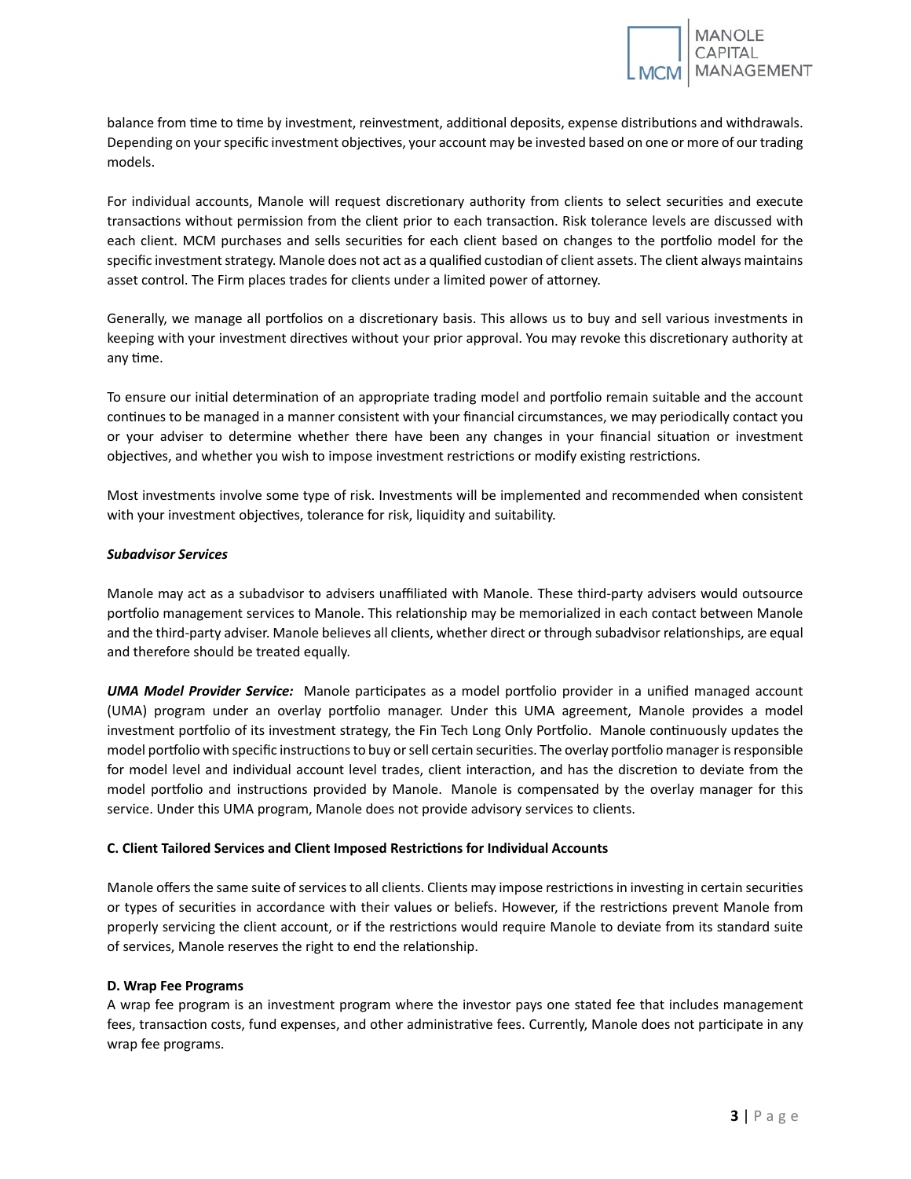balance from time to time by investment, reinvestment, additional deposits, expense distributions and withdrawals. Depending on your specific investment objectives, your account may be invested based on one or more of our trading models.

For individual accounts, Manole will request discretionary authority from clients to select securities and execute transactions without permission from the client prior to each transaction. Risk tolerance levels are discussed with each client. MCM purchases and sells securities for each client based on changes to the portfolio model for the specific investment strategy. Manole does not act as a qualified custodian of client assets. The client always maintains asset control. The Firm places trades for clients under a limited power of attorney.

Generally, we manage all portfolios on a discretionary basis. This allows us to buy and sell various investments in keeping with your investment directives without your prior approval. You may revoke this discretionary authority at any time.

To ensure our initial determination of an appropriate trading model and portfolio remain suitable and the account continues to be managed in a manner consistent with your financial circumstances, we may periodically contact you or your adviser to determine whether there have been any changes in your financial situation or investment objectives, and whether you wish to impose investment restrictions or modify existing restrictions.

Most investments involve some type of risk. Investments will be implemented and recommended when consistent with your investment objectives, tolerance for risk, liquidity and suitability.

***Subadvisor Services***

Manole may act as a subadvisor to advisers unaffiliated with Manole. These third-party advisers would outsource portfolio management services to Manole. This relationship may be memorialized in each contact between Manole and the third-party adviser. Manole believes all clients, whether direct or through subadvisor relationships, are equal and therefore should be treated equally.

***UMA Model Provider Service:*** Manole participates as a model portfolio provider in a unified managed account (UMA) program under an overlay portfolio manager. Under this UMA agreement, Manole provides a model investment portfolio of its investment strategy, the Fin Tech Long Only Portfolio. Manole continuously updates the model portfolio with specific instructions to buy or sell certain securities. The overlay portfolio manager is responsible for model level and individual account level trades, client interaction, and has the discretion to deviate from the model portfolio and instructions provided by Manole. Manole is compensated by the overlay manager for this service. Under this UMA program, Manole does not provide advisory services to clients.

**C. Client Tailored Services and Client Imposed Restrictions for Individual Accounts**

Manole offers the same suite of services to all clients. Clients may impose restrictions in investing in certain securities or types of securities in accordance with their values or beliefs. However, if the restrictions prevent Manole from properly servicing the client account, or if the restrictions would require Manole to deviate from its standard suite of services, Manole reserves the right to end the relationship.

**D. Wrap Fee Programs**

A wrap fee program is an investment program where the investor pays one stated fee that includes management fees, transaction costs, fund expenses, and other administrative fees. Currently, Manole does not participate in any wrap fee programs.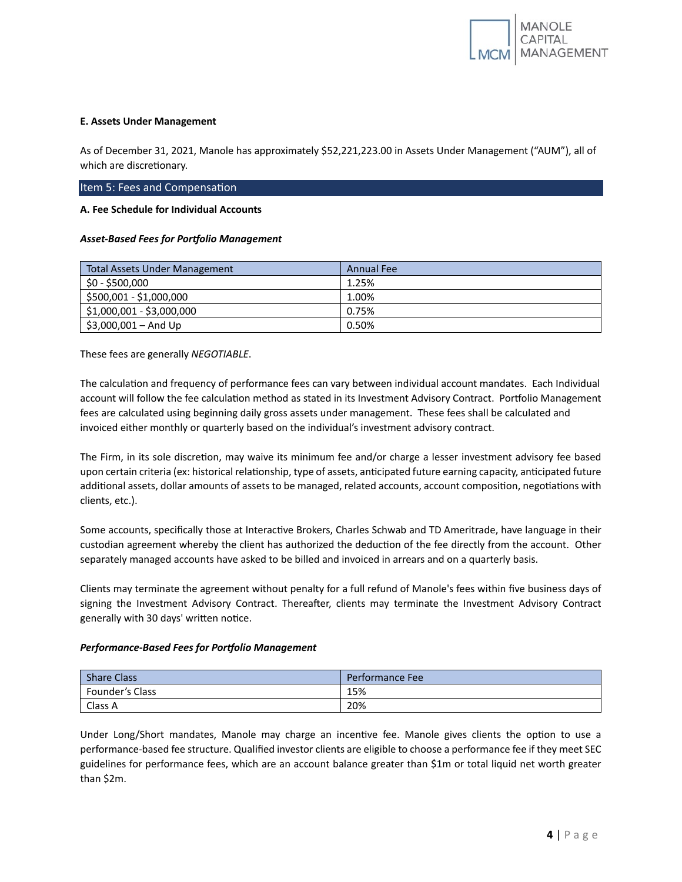**E. Assets Under Management**

As of December 31, 2021, Manole has approximately $52,221,223.00 in Assets Under Management ("AUM"), all of which are discretionary.

## Item 5: Fees and Compensation

**A. Fee Schedule for Individual Accounts**

***Asset-Based Fees for Portfolio Management***

| Total Assets Under Management | Annual Fee |
|---|---|
| $0 - $500,000 | 1.25% |
| $500,001 - $1,000,000 | 1.00% |
| $1,000,001 - $3,000,000 | 0.75% |
| $3,000,001 – And Up | 0.50% |

These fees are generally *NEGOTIABLE*.

The calculation and frequency of performance fees can vary between individual account mandates. Each Individual account will follow the fee calculation method as stated in its Investment Advisory Contract. Portfolio Management fees are calculated using beginning daily gross assets under management. These fees shall be calculated and invoiced either monthly or quarterly based on the individual's investment advisory contract.

The Firm, in its sole discretion, may waive its minimum fee and/or charge a lesser investment advisory fee based upon certain criteria (ex: historical relationship, type of assets, anticipated future earning capacity, anticipated future additional assets, dollar amounts of assets to be managed, related accounts, account composition, negotiations with clients, etc.).

Some accounts, specifically those at Interactive Brokers, Charles Schwab and TD Ameritrade, have language in their custodian agreement whereby the client has authorized the deduction of the fee directly from the account. Other separately managed accounts have asked to be billed and invoiced in arrears and on a quarterly basis.

Clients may terminate the agreement without penalty for a full refund of Manole's fees within five business days of signing the Investment Advisory Contract. Thereafter, clients may terminate the Investment Advisory Contract generally with 30 days' written notice.

***Performance-Based Fees for Portfolio Management***

| Share Class | Performance Fee |
|---|---|
| Founder's Class | 15% |
| Class A | 20% |

Under Long/Short mandates, Manole may charge an incentive fee. Manole gives clients the option to use a performance-based fee structure. Qualified investor clients are eligible to choose a performance fee if they meet SEC guidelines for performance fees, which are an account balance greater than $1m or total liquid net worth greater than $2m.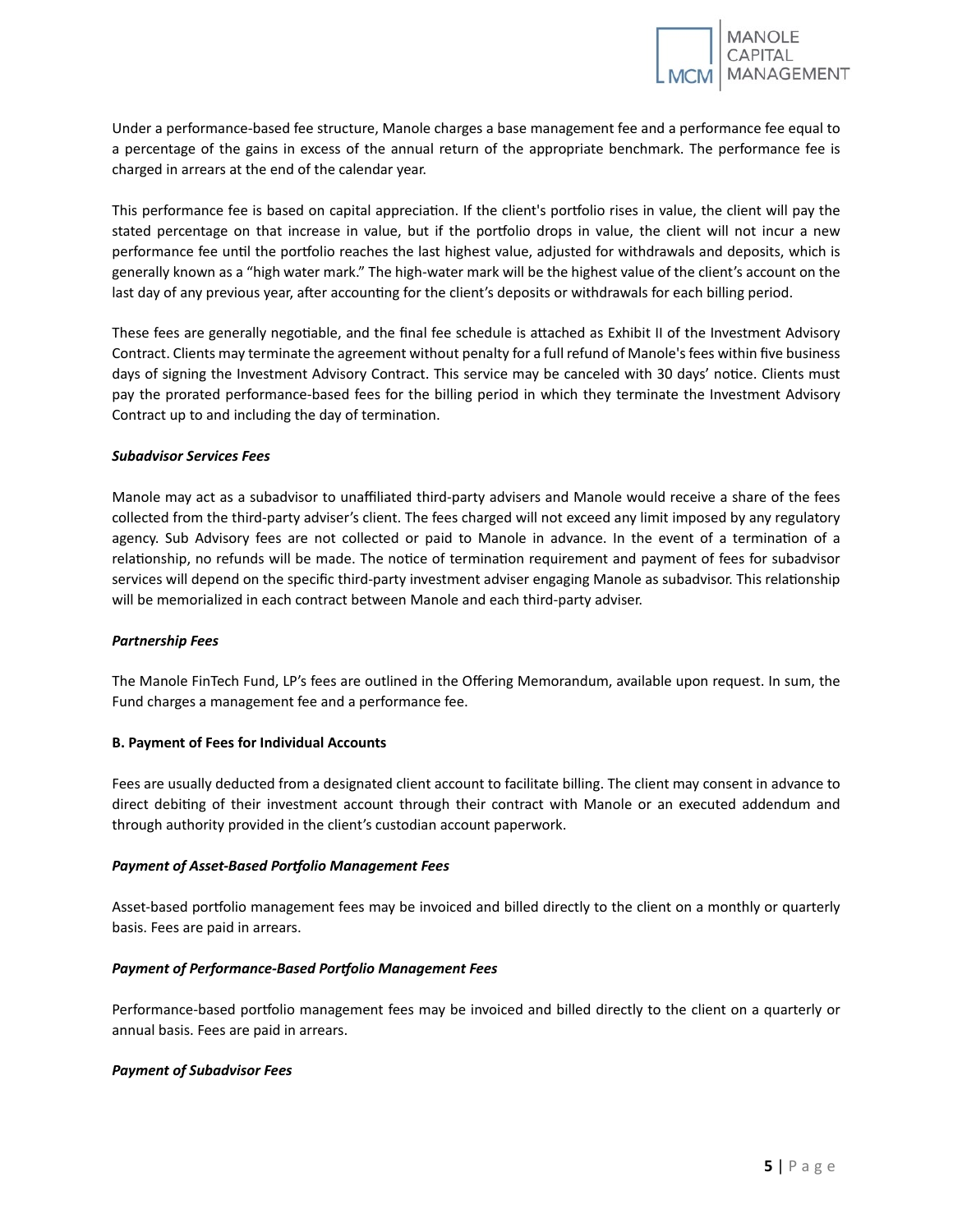Under a performance-based fee structure, Manole charges a base management fee and a performance fee equal to a percentage of the gains in excess of the annual return of the appropriate benchmark. The performance fee is charged in arrears at the end of the calendar year.

This performance fee is based on capital appreciation. If the client's portfolio rises in value, the client will pay the stated percentage on that increase in value, but if the portfolio drops in value, the client will not incur a new performance fee until the portfolio reaches the last highest value, adjusted for withdrawals and deposits, which is generally known as a "high water mark." The high-water mark will be the highest value of the client's account on the last day of any previous year, after accounting for the client's deposits or withdrawals for each billing period.

These fees are generally negotiable, and the final fee schedule is attached as Exhibit II of the Investment Advisory Contract. Clients may terminate the agreement without penalty for a full refund of Manole's fees within five business days of signing the Investment Advisory Contract. This service may be canceled with 30 days' notice. Clients must pay the prorated performance-based fees for the billing period in which they terminate the Investment Advisory Contract up to and including the day of termination.

***Subadvisor Services Fees***

Manole may act as a subadvisor to unaffiliated third-party advisers and Manole would receive a share of the fees collected from the third-party adviser's client. The fees charged will not exceed any limit imposed by any regulatory agency. Sub Advisory fees are not collected or paid to Manole in advance. In the event of a termination of a relationship, no refunds will be made. The notice of termination requirement and payment of fees for subadvisor services will depend on the specific third-party investment adviser engaging Manole as subadvisor. This relationship will be memorialized in each contract between Manole and each third-party adviser.

***Partnership Fees***

The Manole FinTech Fund, LP's fees are outlined in the Offering Memorandum, available upon request. In sum, the Fund charges a management fee and a performance fee.

**B. Payment of Fees for Individual Accounts**

Fees are usually deducted from a designated client account to facilitate billing. The client may consent in advance to direct debiting of their investment account through their contract with Manole or an executed addendum and through authority provided in the client's custodian account paperwork.

***Payment of Asset-Based Portfolio Management Fees***

Asset-based portfolio management fees may be invoiced and billed directly to the client on a monthly or quarterly basis. Fees are paid in arrears.

***Payment of Performance-Based Portfolio Management Fees***

Performance-based portfolio management fees may be invoiced and billed directly to the client on a quarterly or annual basis. Fees are paid in arrears.

***Payment of Subadvisor Fees***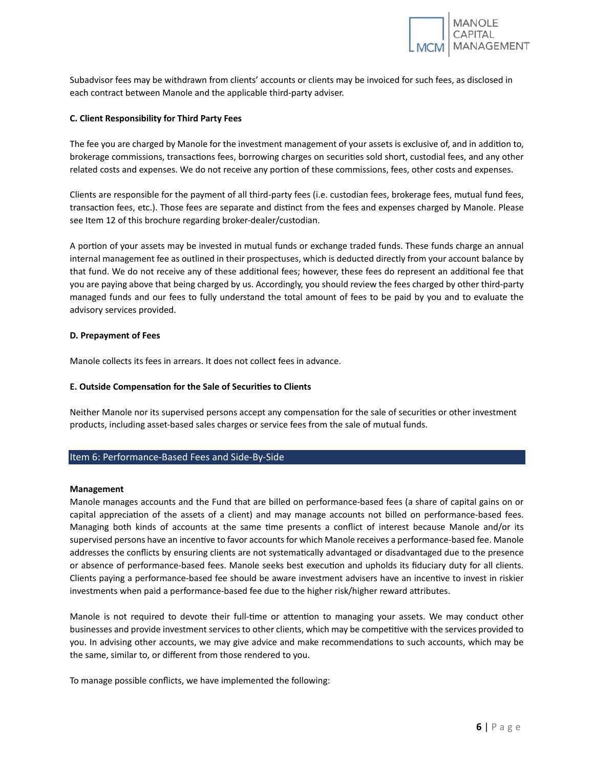Subadvisor fees may be withdrawn from clients' accounts or clients may be invoiced for such fees, as disclosed in each contract between Manole and the applicable third-party adviser.

**C. Client Responsibility for Third Party Fees**

The fee you are charged by Manole for the investment management of your assets is exclusive of, and in addition to, brokerage commissions, transactions fees, borrowing charges on securities sold short, custodial fees, and any other related costs and expenses. We do not receive any portion of these commissions, fees, other costs and expenses.

Clients are responsible for the payment of all third-party fees (i.e. custodian fees, brokerage fees, mutual fund fees, transaction fees, etc.). Those fees are separate and distinct from the fees and expenses charged by Manole. Please see Item 12 of this brochure regarding broker-dealer/custodian.

A portion of your assets may be invested in mutual funds or exchange traded funds. These funds charge an annual internal management fee as outlined in their prospectuses, which is deducted directly from your account balance by that fund. We do not receive any of these additional fees; however, these fees do represent an additional fee that you are paying above that being charged by us. Accordingly, you should review the fees charged by other third-party managed funds and our fees to fully understand the total amount of fees to be paid by you and to evaluate the advisory services provided.

**D. Prepayment of Fees**

Manole collects its fees in arrears. It does not collect fees in advance.

**E. Outside Compensation for the Sale of Securities to Clients**

Neither Manole nor its supervised persons accept any compensation for the sale of securities or other investment products, including asset-based sales charges or service fees from the sale of mutual funds.

## Item 6: Performance-Based Fees and Side-By-Side

**Management**

Manole manages accounts and the Fund that are billed on performance-based fees (a share of capital gains on or capital appreciation of the assets of a client) and may manage accounts not billed on performance-based fees. Managing both kinds of accounts at the same time presents a conflict of interest because Manole and/or its supervised persons have an incentive to favor accounts for which Manole receives a performance-based fee. Manole addresses the conflicts by ensuring clients are not systematically advantaged or disadvantaged due to the presence or absence of performance-based fees. Manole seeks best execution and upholds its fiduciary duty for all clients. Clients paying a performance-based fee should be aware investment advisers have an incentive to invest in riskier investments when paid a performance-based fee due to the higher risk/higher reward attributes.

Manole is not required to devote their full-time or attention to managing your assets. We may conduct other businesses and provide investment services to other clients, which may be competitive with the services provided to you. In advising other accounts, we may give advice and make recommendations to such accounts, which may be the same, similar to, or different from those rendered to you.

To manage possible conflicts, we have implemented the following: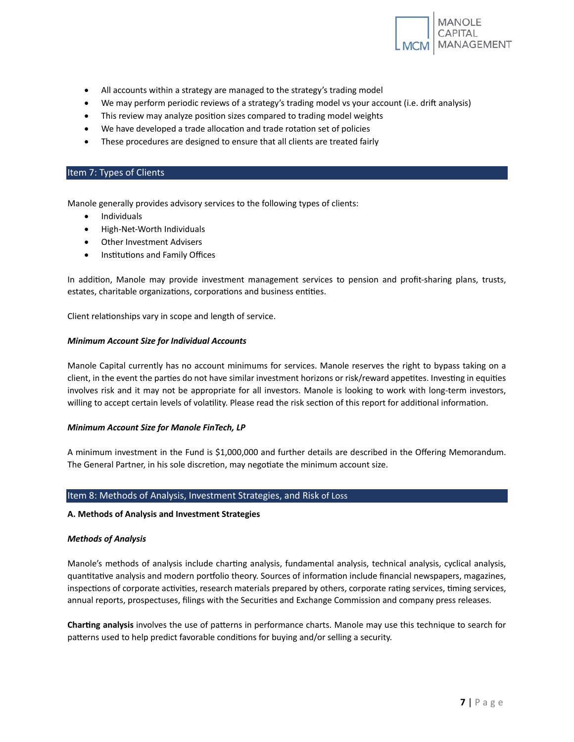- All accounts within a strategy are managed to the strategy's trading model
- We may perform periodic reviews of a strategy's trading model vs your account (i.e. drift analysis)
- This review may analyze position sizes compared to trading model weights
- We have developed a trade allocation and trade rotation set of policies
- These procedures are designed to ensure that all clients are treated fairly

## Item 7: Types of Clients

Manole generally provides advisory services to the following types of clients:

- Individuals
- High-Net-Worth Individuals
- Other Investment Advisers
- Institutions and Family Offices

In addition, Manole may provide investment management services to pension and profit-sharing plans, trusts, estates, charitable organizations, corporations and business entities.

Client relationships vary in scope and length of service.

***Minimum Account Size for Individual Accounts***

Manole Capital currently has no account minimums for services. Manole reserves the right to bypass taking on a client, in the event the parties do not have similar investment horizons or risk/reward appetites. Investing in equities involves risk and it may not be appropriate for all investors. Manole is looking to work with long-term investors, willing to accept certain levels of volatility. Please read the risk section of this report for additional information.

***Minimum Account Size for Manole FinTech, LP***

A minimum investment in the Fund is $1,000,000 and further details are described in the Offering Memorandum. The General Partner, in his sole discretion, may negotiate the minimum account size.

## Item 8: Methods of Analysis, Investment Strategies, and Risk of Loss

**A. Methods of Analysis and Investment Strategies**

***Methods of Analysis***

Manole's methods of analysis include charting analysis, fundamental analysis, technical analysis, cyclical analysis, quantitative analysis and modern portfolio theory. Sources of information include financial newspapers, magazines, inspections of corporate activities, research materials prepared by others, corporate rating services, timing services, annual reports, prospectuses, filings with the Securities and Exchange Commission and company press releases.

**Charting analysis** involves the use of patterns in performance charts. Manole may use this technique to search for patterns used to help predict favorable conditions for buying and/or selling a security.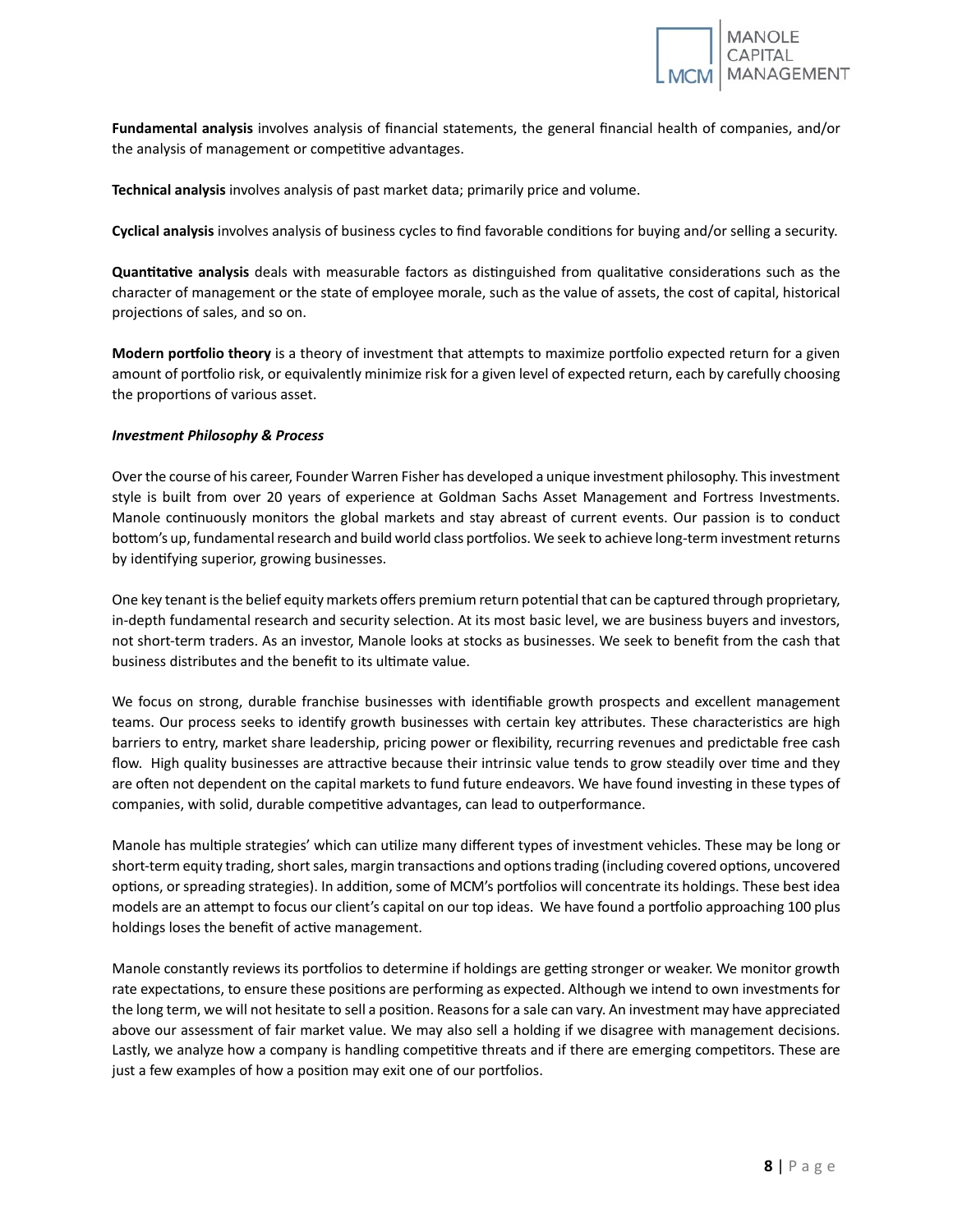**Fundamental analysis** involves analysis of financial statements, the general financial health of companies, and/or the analysis of management or competitive advantages.

**Technical analysis** involves analysis of past market data; primarily price and volume.

**Cyclical analysis** involves analysis of business cycles to find favorable conditions for buying and/or selling a security.

**Quantitative analysis** deals with measurable factors as distinguished from qualitative considerations such as the character of management or the state of employee morale, such as the value of assets, the cost of capital, historical projections of sales, and so on.

**Modern portfolio theory** is a theory of investment that attempts to maximize portfolio expected return for a given amount of portfolio risk, or equivalently minimize risk for a given level of expected return, each by carefully choosing the proportions of various asset.

***Investment Philosophy & Process***

Over the course of his career, Founder Warren Fisher has developed a unique investment philosophy. This investment style is built from over 20 years of experience at Goldman Sachs Asset Management and Fortress Investments. Manole continuously monitors the global markets and stay abreast of current events. Our passion is to conduct bottom's up, fundamental research and build world class portfolios. We seek to achieve long-term investment returns by identifying superior, growing businesses.

One key tenant is the belief equity markets offers premium return potential that can be captured through proprietary, in-depth fundamental research and security selection. At its most basic level, we are business buyers and investors, not short-term traders. As an investor, Manole looks at stocks as businesses. We seek to benefit from the cash that business distributes and the benefit to its ultimate value.

We focus on strong, durable franchise businesses with identifiable growth prospects and excellent management teams. Our process seeks to identify growth businesses with certain key attributes. These characteristics are high barriers to entry, market share leadership, pricing power or flexibility, recurring revenues and predictable free cash flow. High quality businesses are attractive because their intrinsic value tends to grow steadily over time and they are often not dependent on the capital markets to fund future endeavors. We have found investing in these types of companies, with solid, durable competitive advantages, can lead to outperformance.

Manole has multiple strategies' which can utilize many different types of investment vehicles. These may be long or short-term equity trading, short sales, margin transactions and options trading (including covered options, uncovered options, or spreading strategies). In addition, some of MCM's portfolios will concentrate its holdings. These best idea models are an attempt to focus our client's capital on our top ideas. We have found a portfolio approaching 100 plus holdings loses the benefit of active management.

Manole constantly reviews its portfolios to determine if holdings are getting stronger or weaker. We monitor growth rate expectations, to ensure these positions are performing as expected. Although we intend to own investments for the long term, we will not hesitate to sell a position. Reasons for a sale can vary. An investment may have appreciated above our assessment of fair market value. We may also sell a holding if we disagree with management decisions. Lastly, we analyze how a company is handling competitive threats and if there are emerging competitors. These are just a few examples of how a position may exit one of our portfolios.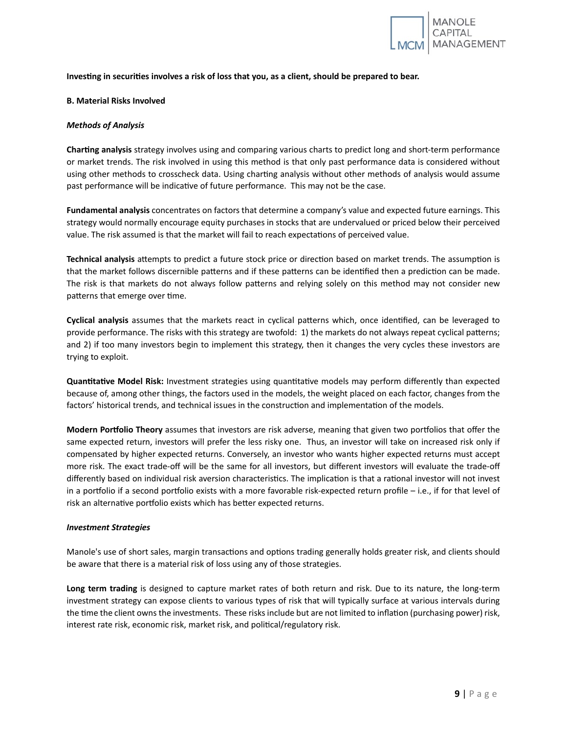**Investing in securities involves a risk of loss that you, as a client, should be prepared to bear.**

**B. Material Risks Involved**

***Methods of Analysis***

**Charting analysis** strategy involves using and comparing various charts to predict long and short-term performance or market trends. The risk involved in using this method is that only past performance data is considered without using other methods to crosscheck data. Using charting analysis without other methods of analysis would assume past performance will be indicative of future performance. This may not be the case.

**Fundamental analysis** concentrates on factors that determine a company's value and expected future earnings. This strategy would normally encourage equity purchases in stocks that are undervalued or priced below their perceived value. The risk assumed is that the market will fail to reach expectations of perceived value.

**Technical analysis** attempts to predict a future stock price or direction based on market trends. The assumption is that the market follows discernible patterns and if these patterns can be identified then a prediction can be made. The risk is that markets do not always follow patterns and relying solely on this method may not consider new patterns that emerge over time.

**Cyclical analysis** assumes that the markets react in cyclical patterns which, once identified, can be leveraged to provide performance. The risks with this strategy are twofold: 1) the markets do not always repeat cyclical patterns; and 2) if too many investors begin to implement this strategy, then it changes the very cycles these investors are trying to exploit.

**Quantitative Model Risk:** Investment strategies using quantitative models may perform differently than expected because of, among other things, the factors used in the models, the weight placed on each factor, changes from the factors' historical trends, and technical issues in the construction and implementation of the models.

**Modern Portfolio Theory** assumes that investors are risk adverse, meaning that given two portfolios that offer the same expected return, investors will prefer the less risky one. Thus, an investor will take on increased risk only if compensated by higher expected returns. Conversely, an investor who wants higher expected returns must accept more risk. The exact trade-off will be the same for all investors, but different investors will evaluate the trade-off differently based on individual risk aversion characteristics. The implication is that a rational investor will not invest in a portfolio if a second portfolio exists with a more favorable risk-expected return profile – i.e., if for that level of risk an alternative portfolio exists which has better expected returns.

***Investment Strategies***

Manole's use of short sales, margin transactions and options trading generally holds greater risk, and clients should be aware that there is a material risk of loss using any of those strategies.

**Long term trading** is designed to capture market rates of both return and risk. Due to its nature, the long-term investment strategy can expose clients to various types of risk that will typically surface at various intervals during the time the client owns the investments. These risks include but are not limited to inflation (purchasing power) risk, interest rate risk, economic risk, market risk, and political/regulatory risk.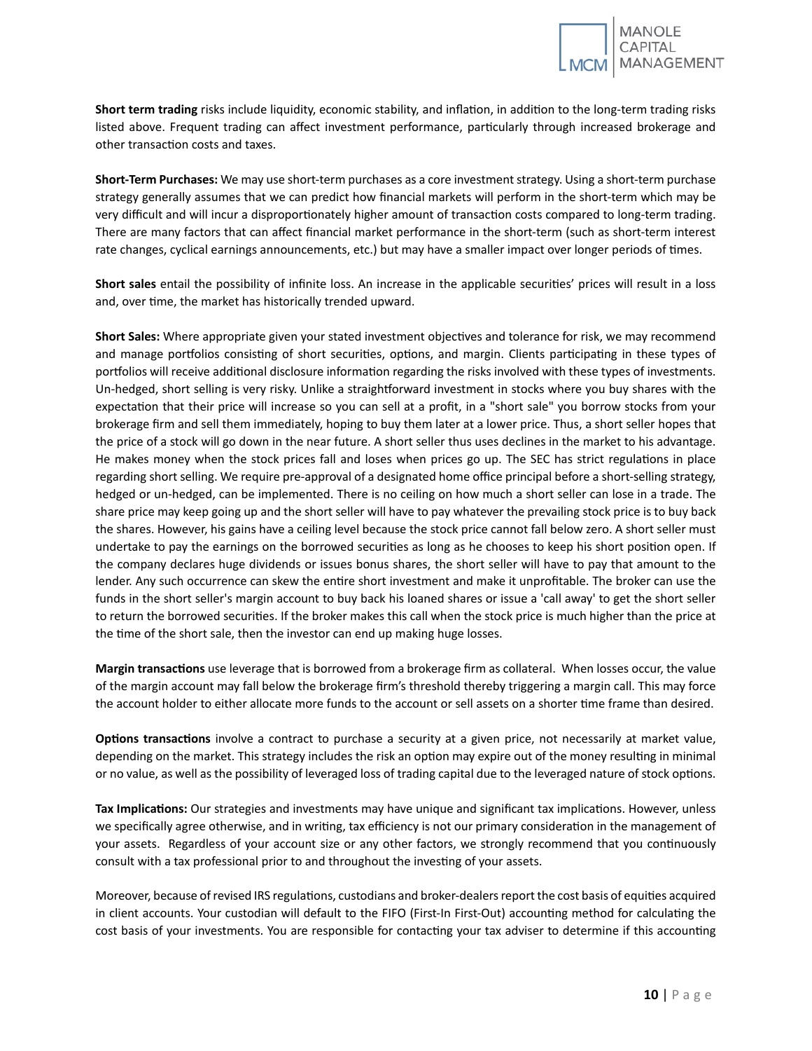**Short term trading** risks include liquidity, economic stability, and inflation, in addition to the long-term trading risks listed above. Frequent trading can affect investment performance, particularly through increased brokerage and other transaction costs and taxes.

**Short-Term Purchases:** We may use short-term purchases as a core investment strategy. Using a short-term purchase strategy generally assumes that we can predict how financial markets will perform in the short-term which may be very difficult and will incur a disproportionately higher amount of transaction costs compared to long-term trading. There are many factors that can affect financial market performance in the short-term (such as short-term interest rate changes, cyclical earnings announcements, etc.) but may have a smaller impact over longer periods of times.

**Short sales** entail the possibility of infinite loss. An increase in the applicable securities' prices will result in a loss and, over time, the market has historically trended upward.

**Short Sales:** Where appropriate given your stated investment objectives and tolerance for risk, we may recommend and manage portfolios consisting of short securities, options, and margin. Clients participating in these types of portfolios will receive additional disclosure information regarding the risks involved with these types of investments. Un-hedged, short selling is very risky. Unlike a straightforward investment in stocks where you buy shares with the expectation that their price will increase so you can sell at a profit, in a "short sale" you borrow stocks from your brokerage firm and sell them immediately, hoping to buy them later at a lower price. Thus, a short seller hopes that the price of a stock will go down in the near future. A short seller thus uses declines in the market to his advantage. He makes money when the stock prices fall and loses when prices go up. The SEC has strict regulations in place regarding short selling. We require pre-approval of a designated home office principal before a short-selling strategy, hedged or un-hedged, can be implemented. There is no ceiling on how much a short seller can lose in a trade. The share price may keep going up and the short seller will have to pay whatever the prevailing stock price is to buy back the shares. However, his gains have a ceiling level because the stock price cannot fall below zero. A short seller must undertake to pay the earnings on the borrowed securities as long as he chooses to keep his short position open. If the company declares huge dividends or issues bonus shares, the short seller will have to pay that amount to the lender. Any such occurrence can skew the entire short investment and make it unprofitable. The broker can use the funds in the short seller's margin account to buy back his loaned shares or issue a 'call away' to get the short seller to return the borrowed securities. If the broker makes this call when the stock price is much higher than the price at the time of the short sale, then the investor can end up making huge losses.

**Margin transactions** use leverage that is borrowed from a brokerage firm as collateral. When losses occur, the value of the margin account may fall below the brokerage firm's threshold thereby triggering a margin call. This may force the account holder to either allocate more funds to the account or sell assets on a shorter time frame than desired.

**Options transactions** involve a contract to purchase a security at a given price, not necessarily at market value, depending on the market. This strategy includes the risk an option may expire out of the money resulting in minimal or no value, as well as the possibility of leveraged loss of trading capital due to the leveraged nature of stock options.

**Tax Implications:** Our strategies and investments may have unique and significant tax implications. However, unless we specifically agree otherwise, and in writing, tax efficiency is not our primary consideration in the management of your assets. Regardless of your account size or any other factors, we strongly recommend that you continuously consult with a tax professional prior to and throughout the investing of your assets.

Moreover, because of revised IRS regulations, custodians and broker-dealers report the cost basis of equities acquired in client accounts. Your custodian will default to the FIFO (First-In First-Out) accounting method for calculating the cost basis of your investments. You are responsible for contacting your tax adviser to determine if this accounting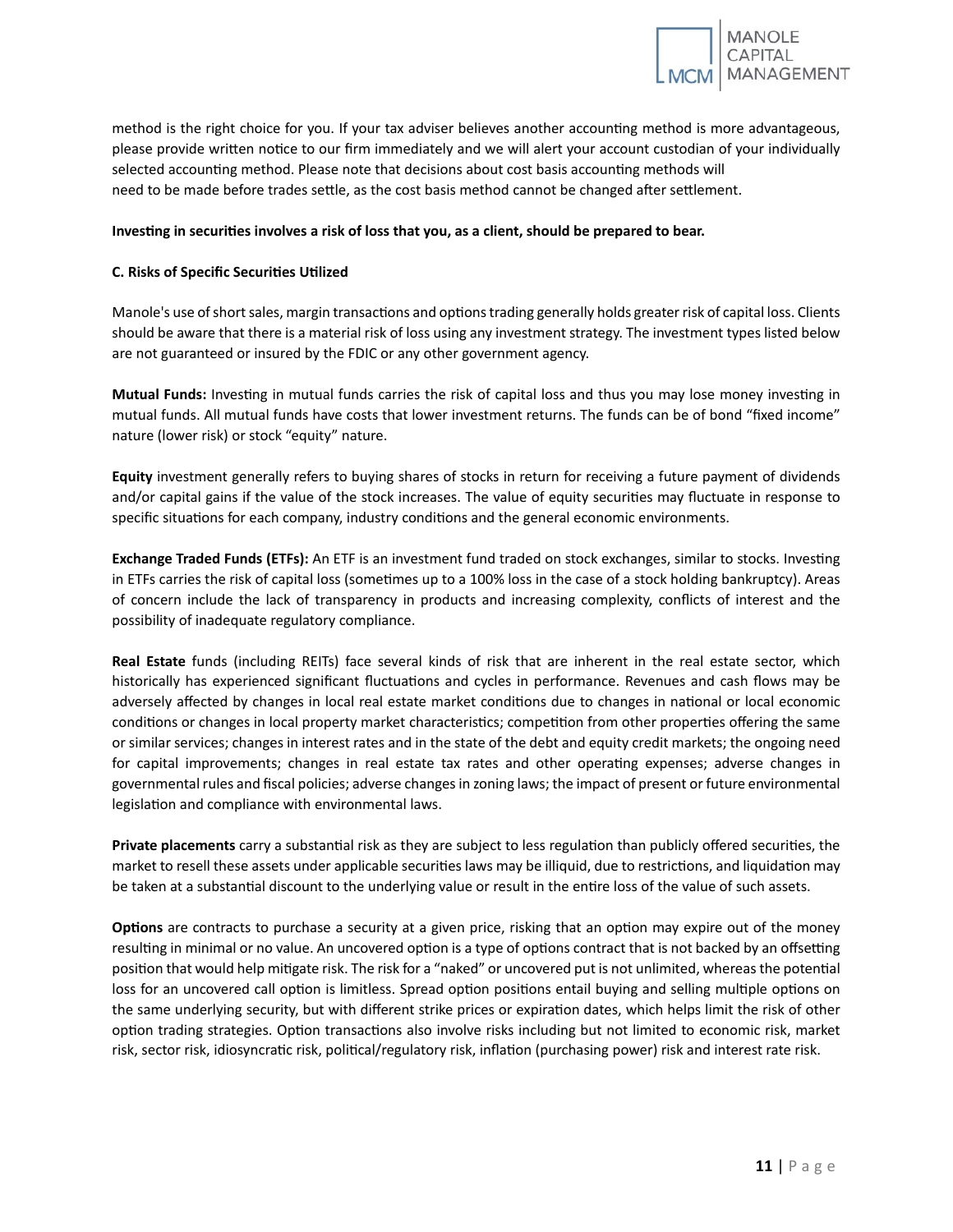method is the right choice for you. If your tax adviser believes another accounting method is more advantageous, please provide written notice to our firm immediately and we will alert your account custodian of your individually selected accounting method. Please note that decisions about cost basis accounting methods will need to be made before trades settle, as the cost basis method cannot be changed after settlement.

**Investing in securities involves a risk of loss that you, as a client, should be prepared to bear.**

**C. Risks of Specific Securities Utilized**

Manole's use of short sales, margin transactions and options trading generally holds greater risk of capital loss. Clients should be aware that there is a material risk of loss using any investment strategy. The investment types listed below are not guaranteed or insured by the FDIC or any other government agency.

**Mutual Funds:** Investing in mutual funds carries the risk of capital loss and thus you may lose money investing in mutual funds. All mutual funds have costs that lower investment returns. The funds can be of bond "fixed income" nature (lower risk) or stock "equity" nature.

**Equity** investment generally refers to buying shares of stocks in return for receiving a future payment of dividends and/or capital gains if the value of the stock increases. The value of equity securities may fluctuate in response to specific situations for each company, industry conditions and the general economic environments.

**Exchange Traded Funds (ETFs):** An ETF is an investment fund traded on stock exchanges, similar to stocks. Investing in ETFs carries the risk of capital loss (sometimes up to a 100% loss in the case of a stock holding bankruptcy). Areas of concern include the lack of transparency in products and increasing complexity, conflicts of interest and the possibility of inadequate regulatory compliance.

**Real Estate** funds (including REITs) face several kinds of risk that are inherent in the real estate sector, which historically has experienced significant fluctuations and cycles in performance. Revenues and cash flows may be adversely affected by changes in local real estate market conditions due to changes in national or local economic conditions or changes in local property market characteristics; competition from other properties offering the same or similar services; changes in interest rates and in the state of the debt and equity credit markets; the ongoing need for capital improvements; changes in real estate tax rates and other operating expenses; adverse changes in governmental rules and fiscal policies; adverse changes in zoning laws; the impact of present or future environmental legislation and compliance with environmental laws.

**Private placements** carry a substantial risk as they are subject to less regulation than publicly offered securities, the market to resell these assets under applicable securities laws may be illiquid, due to restrictions, and liquidation may be taken at a substantial discount to the underlying value or result in the entire loss of the value of such assets.

**Options** are contracts to purchase a security at a given price, risking that an option may expire out of the money resulting in minimal or no value. An uncovered option is a type of options contract that is not backed by an offsetting position that would help mitigate risk. The risk for a "naked" or uncovered put is not unlimited, whereas the potential loss for an uncovered call option is limitless. Spread option positions entail buying and selling multiple options on the same underlying security, but with different strike prices or expiration dates, which helps limit the risk of other option trading strategies. Option transactions also involve risks including but not limited to economic risk, market risk, sector risk, idiosyncratic risk, political/regulatory risk, inflation (purchasing power) risk and interest rate risk.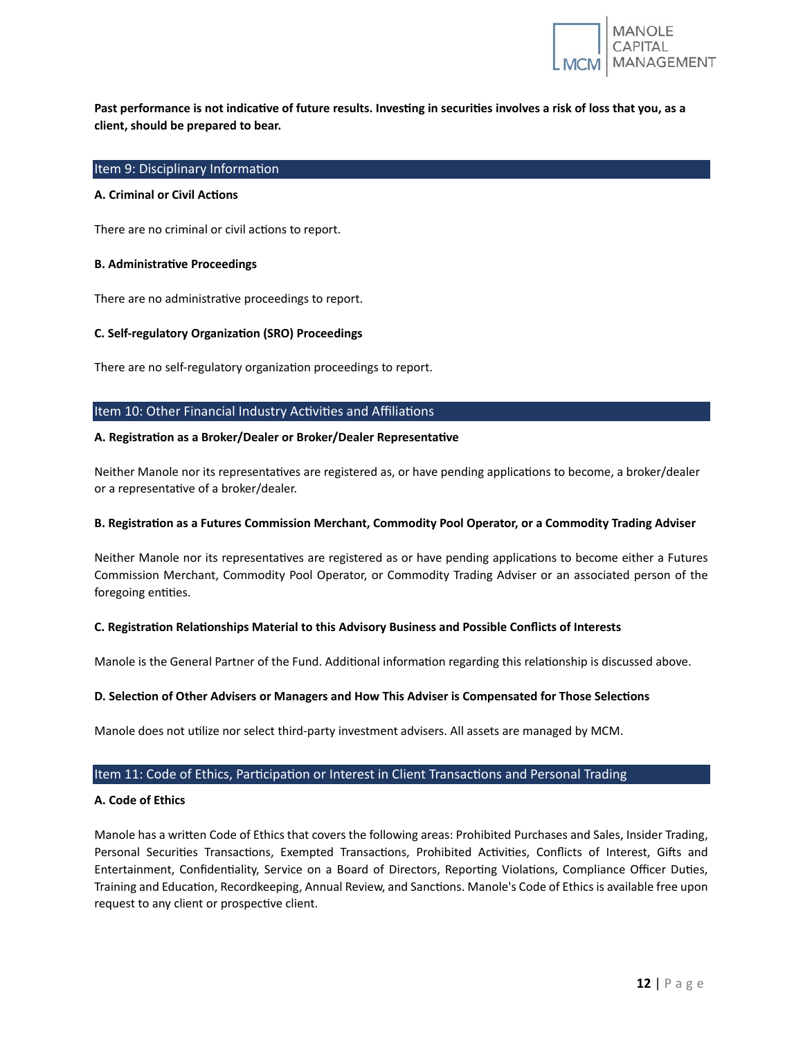**Past performance is not indicative of future results. Investing in securities involves a risk of loss that you, as a client, should be prepared to bear.**

## Item 9: Disciplinary Information

**A. Criminal or Civil Actions**

There are no criminal or civil actions to report.

**B. Administrative Proceedings**

There are no administrative proceedings to report.

**C. Self-regulatory Organization (SRO) Proceedings**

There are no self-regulatory organization proceedings to report.

## Item 10: Other Financial Industry Activities and Affiliations

**A. Registration as a Broker/Dealer or Broker/Dealer Representative**

Neither Manole nor its representatives are registered as, or have pending applications to become, a broker/dealer or a representative of a broker/dealer.

**B. Registration as a Futures Commission Merchant, Commodity Pool Operator, or a Commodity Trading Adviser**

Neither Manole nor its representatives are registered as or have pending applications to become either a Futures Commission Merchant, Commodity Pool Operator, or Commodity Trading Adviser or an associated person of the foregoing entities.

**C. Registration Relationships Material to this Advisory Business and Possible Conflicts of Interests**

Manole is the General Partner of the Fund. Additional information regarding this relationship is discussed above.

**D. Selection of Other Advisers or Managers and How This Adviser is Compensated for Those Selections**

Manole does not utilize nor select third-party investment advisers. All assets are managed by MCM.

## Item 11: Code of Ethics, Participation or Interest in Client Transactions and Personal Trading

**A. Code of Ethics**

Manole has a written Code of Ethics that covers the following areas: Prohibited Purchases and Sales, Insider Trading, Personal Securities Transactions, Exempted Transactions, Prohibited Activities, Conflicts of Interest, Gifts and Entertainment, Confidentiality, Service on a Board of Directors, Reporting Violations, Compliance Officer Duties, Training and Education, Recordkeeping, Annual Review, and Sanctions. Manole's Code of Ethics is available free upon request to any client or prospective client.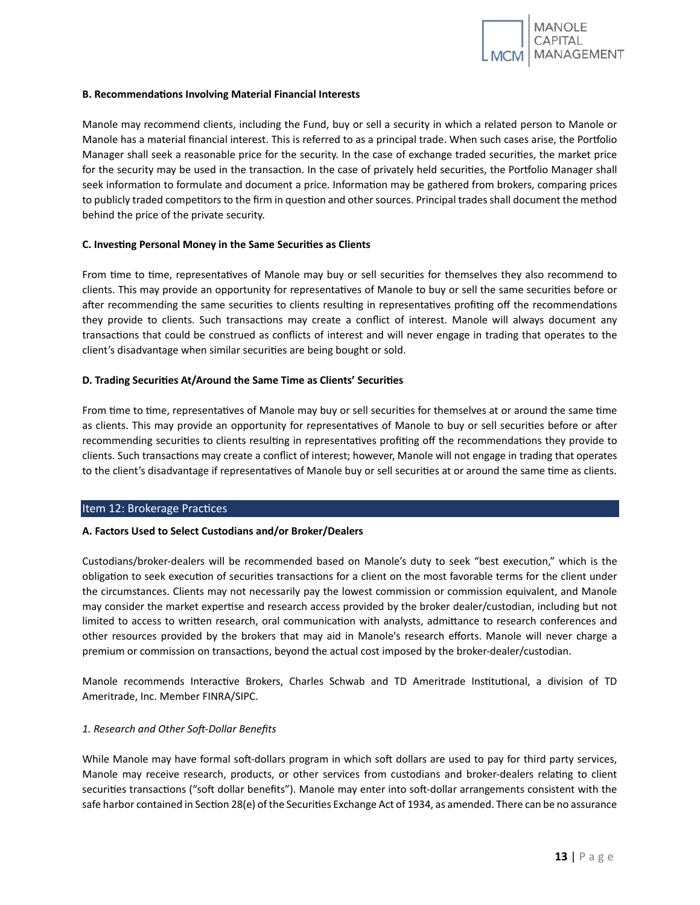**B. Recommendations Involving Material Financial Interests**

Manole may recommend clients, including the Fund, buy or sell a security in which a related person to Manole or Manole has a material financial interest. This is referred to as a principal trade. When such cases arise, the Portfolio Manager shall seek a reasonable price for the security. In the case of exchange traded securities, the market price for the security may be used in the transaction. In the case of privately held securities, the Portfolio Manager shall seek information to formulate and document a price. Information may be gathered from brokers, comparing prices to publicly traded competitors to the firm in question and other sources. Principal trades shall document the method behind the price of the private security.

**C. Investing Personal Money in the Same Securities as Clients**

From time to time, representatives of Manole may buy or sell securities for themselves they also recommend to clients. This may provide an opportunity for representatives of Manole to buy or sell the same securities before or after recommending the same securities to clients resulting in representatives profiting off the recommendations they provide to clients. Such transactions may create a conflict of interest. Manole will always document any transactions that could be construed as conflicts of interest and will never engage in trading that operates to the client's disadvantage when similar securities are being bought or sold.

**D. Trading Securities At/Around the Same Time as Clients' Securities**

From time to time, representatives of Manole may buy or sell securities for themselves at or around the same time as clients. This may provide an opportunity for representatives of Manole to buy or sell securities before or after recommending securities to clients resulting in representatives profiting off the recommendations they provide to clients. Such transactions may create a conflict of interest; however, Manole will not engage in trading that operates to the client's disadvantage if representatives of Manole buy or sell securities at or around the same time as clients.

## Item 12: Brokerage Practices

**A. Factors Used to Select Custodians and/or Broker/Dealers**

Custodians/broker-dealers will be recommended based on Manole's duty to seek "best execution," which is the obligation to seek execution of securities transactions for a client on the most favorable terms for the client under the circumstances. Clients may not necessarily pay the lowest commission or commission equivalent, and Manole may consider the market expertise and research access provided by the broker dealer/custodian, including but not limited to access to written research, oral communication with analysts, admittance to research conferences and other resources provided by the brokers that may aid in Manole's research efforts. Manole will never charge a premium or commission on transactions, beyond the actual cost imposed by the broker-dealer/custodian.

Manole recommends Interactive Brokers, Charles Schwab and TD Ameritrade Institutional, a division of TD Ameritrade, Inc. Member FINRA/SIPC.

*1. Research and Other Soft-Dollar Benefits*

While Manole may have formal soft-dollars program in which soft dollars are used to pay for third party services, Manole may receive research, products, or other services from custodians and broker-dealers relating to client securities transactions ("soft dollar benefits"). Manole may enter into soft-dollar arrangements consistent with the safe harbor contained in Section 28(e) of the Securities Exchange Act of 1934, as amended. There can be no assurance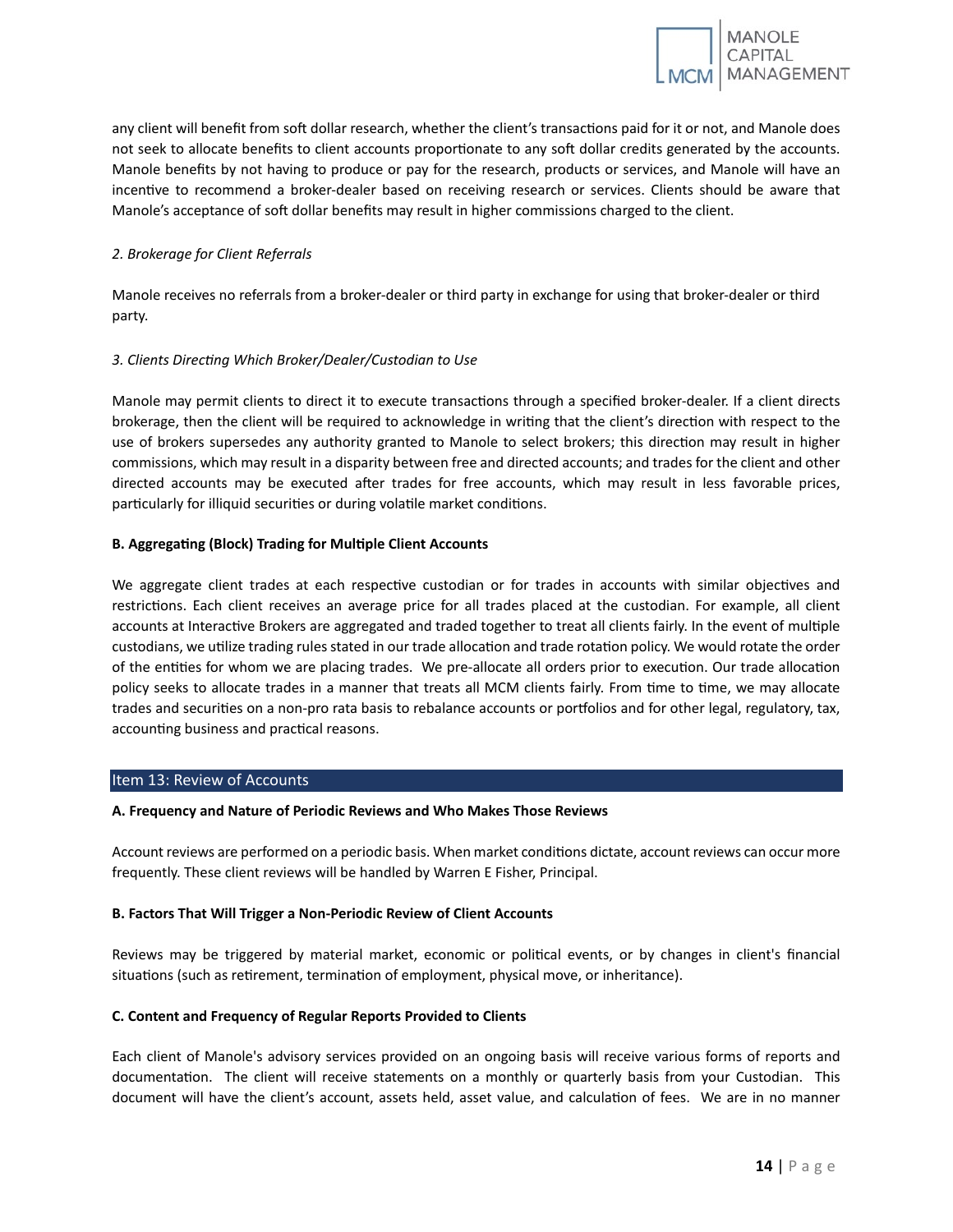any client will benefit from soft dollar research, whether the client's transactions paid for it or not, and Manole does not seek to allocate benefits to client accounts proportionate to any soft dollar credits generated by the accounts. Manole benefits by not having to produce or pay for the research, products or services, and Manole will have an incentive to recommend a broker-dealer based on receiving research or services. Clients should be aware that Manole's acceptance of soft dollar benefits may result in higher commissions charged to the client.

*2. Brokerage for Client Referrals*

Manole receives no referrals from a broker-dealer or third party in exchange for using that broker-dealer or third party.

*3. Clients Directing Which Broker/Dealer/Custodian to Use*

Manole may permit clients to direct it to execute transactions through a specified broker-dealer. If a client directs brokerage, then the client will be required to acknowledge in writing that the client's direction with respect to the use of brokers supersedes any authority granted to Manole to select brokers; this direction may result in higher commissions, which may result in a disparity between free and directed accounts; and trades for the client and other directed accounts may be executed after trades for free accounts, which may result in less favorable prices, particularly for illiquid securities or during volatile market conditions.

**B. Aggregating (Block) Trading for Multiple Client Accounts**

We aggregate client trades at each respective custodian or for trades in accounts with similar objectives and restrictions. Each client receives an average price for all trades placed at the custodian. For example, all client accounts at Interactive Brokers are aggregated and traded together to treat all clients fairly. In the event of multiple custodians, we utilize trading rules stated in our trade allocation and trade rotation policy. We would rotate the order of the entities for whom we are placing trades. We pre-allocate all orders prior to execution. Our trade allocation policy seeks to allocate trades in a manner that treats all MCM clients fairly. From time to time, we may allocate trades and securities on a non-pro rata basis to rebalance accounts or portfolios and for other legal, regulatory, tax, accounting business and practical reasons.

## Item 13: Review of Accounts

**A. Frequency and Nature of Periodic Reviews and Who Makes Those Reviews**

Account reviews are performed on a periodic basis. When market conditions dictate, account reviews can occur more frequently. These client reviews will be handled by Warren E Fisher, Principal.

**B. Factors That Will Trigger a Non-Periodic Review of Client Accounts**

Reviews may be triggered by material market, economic or political events, or by changes in client's financial situations (such as retirement, termination of employment, physical move, or inheritance).

**C. Content and Frequency of Regular Reports Provided to Clients**

Each client of Manole's advisory services provided on an ongoing basis will receive various forms of reports and documentation. The client will receive statements on a monthly or quarterly basis from your Custodian. This document will have the client's account, assets held, asset value, and calculation of fees. We are in no manner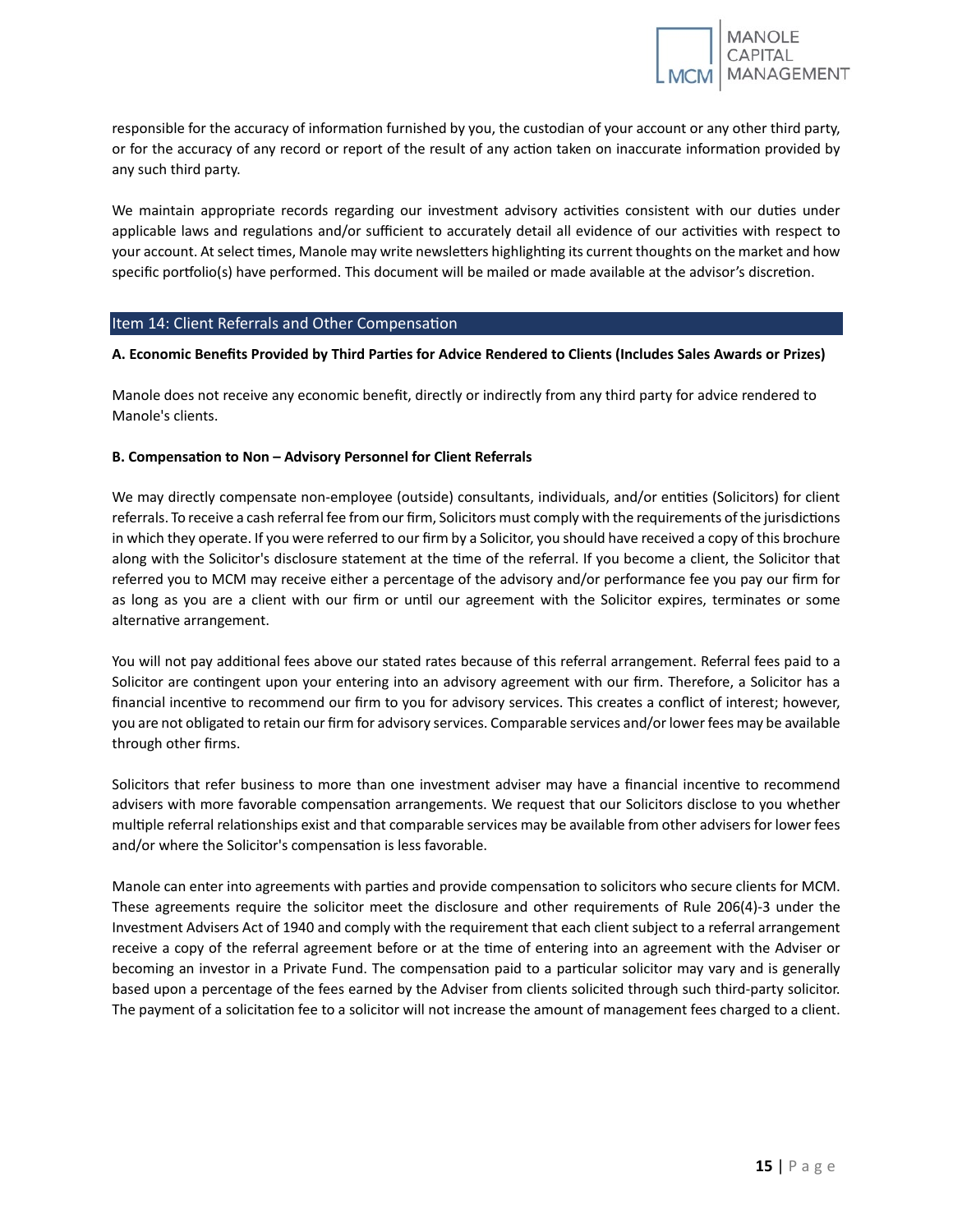responsible for the accuracy of information furnished by you, the custodian of your account or any other third party, or for the accuracy of any record or report of the result of any action taken on inaccurate information provided by any such third party.

We maintain appropriate records regarding our investment advisory activities consistent with our duties under applicable laws and regulations and/or sufficient to accurately detail all evidence of our activities with respect to your account. At select times, Manole may write newsletters highlighting its current thoughts on the market and how specific portfolio(s) have performed. This document will be mailed or made available at the advisor's discretion.

## Item 14: Client Referrals and Other Compensation

**A. Economic Benefits Provided by Third Parties for Advice Rendered to Clients (Includes Sales Awards or Prizes)**

Manole does not receive any economic benefit, directly or indirectly from any third party for advice rendered to Manole's clients.

**B. Compensation to Non – Advisory Personnel for Client Referrals**

We may directly compensate non-employee (outside) consultants, individuals, and/or entities (Solicitors) for client referrals. To receive a cash referral fee from our firm, Solicitors must comply with the requirements of the jurisdictions in which they operate. If you were referred to our firm by a Solicitor, you should have received a copy of this brochure along with the Solicitor's disclosure statement at the time of the referral. If you become a client, the Solicitor that referred you to MCM may receive either a percentage of the advisory and/or performance fee you pay our firm for as long as you are a client with our firm or until our agreement with the Solicitor expires, terminates or some alternative arrangement.

You will not pay additional fees above our stated rates because of this referral arrangement. Referral fees paid to a Solicitor are contingent upon your entering into an advisory agreement with our firm. Therefore, a Solicitor has a financial incentive to recommend our firm to you for advisory services. This creates a conflict of interest; however, you are not obligated to retain our firm for advisory services. Comparable services and/or lower fees may be available through other firms.

Solicitors that refer business to more than one investment adviser may have a financial incentive to recommend advisers with more favorable compensation arrangements. We request that our Solicitors disclose to you whether multiple referral relationships exist and that comparable services may be available from other advisers for lower fees and/or where the Solicitor's compensation is less favorable.

Manole can enter into agreements with parties and provide compensation to solicitors who secure clients for MCM. These agreements require the solicitor meet the disclosure and other requirements of Rule 206(4)-3 under the Investment Advisers Act of 1940 and comply with the requirement that each client subject to a referral arrangement receive a copy of the referral agreement before or at the time of entering into an agreement with the Adviser or becoming an investor in a Private Fund. The compensation paid to a particular solicitor may vary and is generally based upon a percentage of the fees earned by the Adviser from clients solicited through such third-party solicitor. The payment of a solicitation fee to a solicitor will not increase the amount of management fees charged to a client.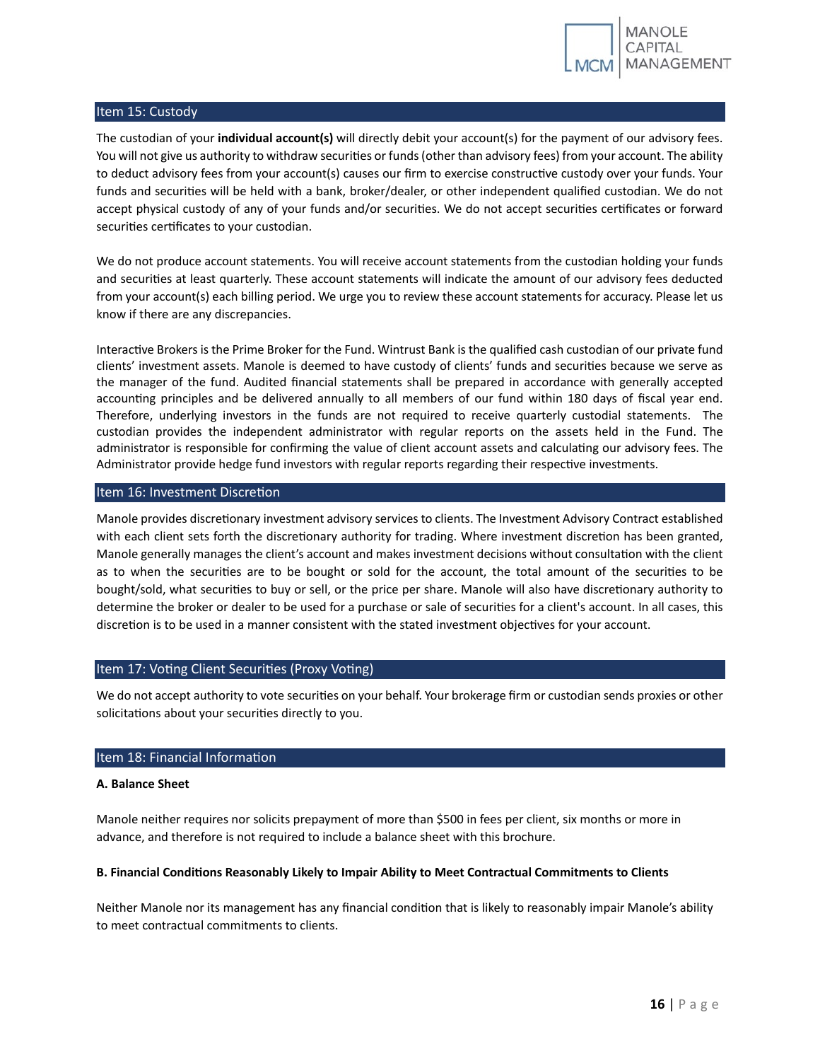## Item 15: Custody

The custodian of your **individual account(s)** will directly debit your account(s) for the payment of our advisory fees. You will not give us authority to withdraw securities or funds (other than advisory fees) from your account. The ability to deduct advisory fees from your account(s) causes our firm to exercise constructive custody over your funds. Your funds and securities will be held with a bank, broker/dealer, or other independent qualified custodian. We do not accept physical custody of any of your funds and/or securities. We do not accept securities certificates or forward securities certificates to your custodian.

We do not produce account statements. You will receive account statements from the custodian holding your funds and securities at least quarterly. These account statements will indicate the amount of our advisory fees deducted from your account(s) each billing period. We urge you to review these account statements for accuracy. Please let us know if there are any discrepancies.

Interactive Brokers is the Prime Broker for the Fund. Wintrust Bank is the qualified cash custodian of our private fund clients' investment assets. Manole is deemed to have custody of clients' funds and securities because we serve as the manager of the fund. Audited financial statements shall be prepared in accordance with generally accepted accounting principles and be delivered annually to all members of our fund within 180 days of fiscal year end. Therefore, underlying investors in the funds are not required to receive quarterly custodial statements. The custodian provides the independent administrator with regular reports on the assets held in the Fund. The administrator is responsible for confirming the value of client account assets and calculating our advisory fees. The Administrator provide hedge fund investors with regular reports regarding their respective investments.

## Item 16: Investment Discretion

Manole provides discretionary investment advisory services to clients. The Investment Advisory Contract established with each client sets forth the discretionary authority for trading. Where investment discretion has been granted, Manole generally manages the client's account and makes investment decisions without consultation with the client as to when the securities are to be bought or sold for the account, the total amount of the securities to be bought/sold, what securities to buy or sell, or the price per share. Manole will also have discretionary authority to determine the broker or dealer to be used for a purchase or sale of securities for a client's account. In all cases, this discretion is to be used in a manner consistent with the stated investment objectives for your account.

## Item 17: Voting Client Securities (Proxy Voting)

We do not accept authority to vote securities on your behalf. Your brokerage firm or custodian sends proxies or other solicitations about your securities directly to you.

## Item 18: Financial Information

**A. Balance Sheet**

Manole neither requires nor solicits prepayment of more than $500 in fees per client, six months or more in advance, and therefore is not required to include a balance sheet with this brochure.

**B. Financial Conditions Reasonably Likely to Impair Ability to Meet Contractual Commitments to Clients**

Neither Manole nor its management has any financial condition that is likely to reasonably impair Manole's ability to meet contractual commitments to clients.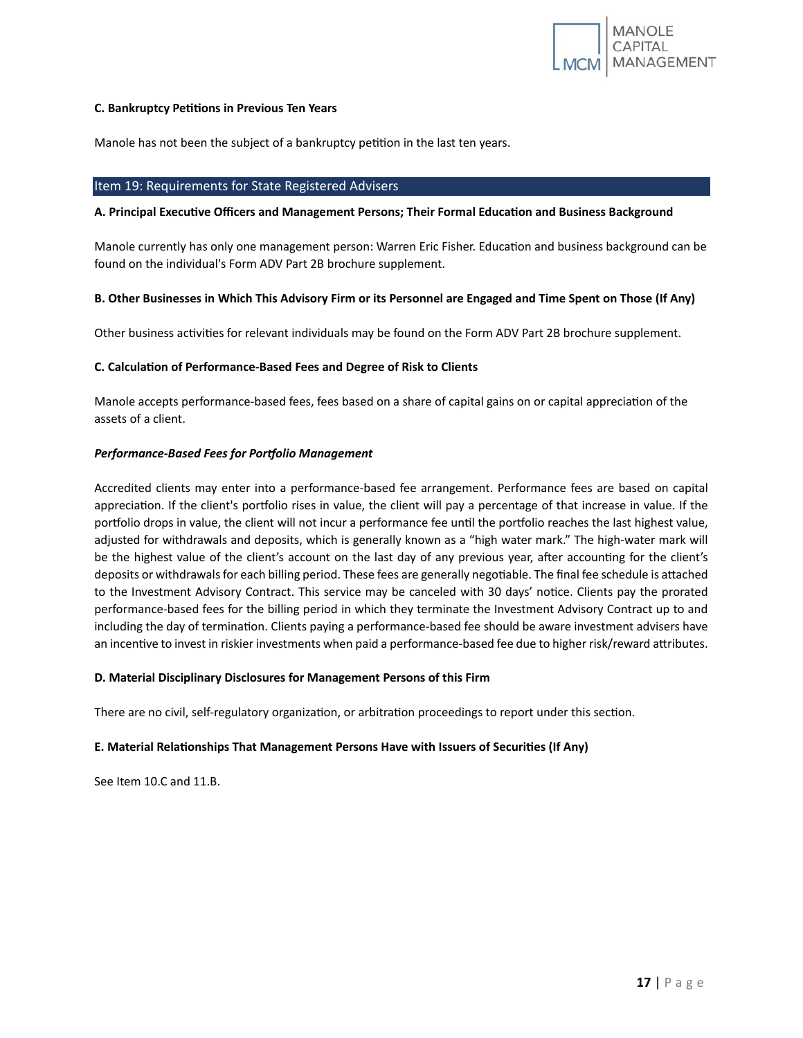### C. Bankruptcy Petitions in Previous Ten Years

Manole has not been the subject of a bankruptcy petition in the last ten years.

## Item 19: Requirements for State Registered Advisers

### A. Principal Executive Officers and Management Persons; Their Formal Education and Business Background

Manole currently has only one management person: Warren Eric Fisher. Education and business background can be found on the individual's Form ADV Part 2B brochure supplement.

### B. Other Businesses in Which This Advisory Firm or its Personnel are Engaged and Time Spent on Those (If Any)

Other business activities for relevant individuals may be found on the Form ADV Part 2B brochure supplement.

### C. Calculation of Performance-Based Fees and Degree of Risk to Clients

Manole accepts performance-based fees, fees based on a share of capital gains on or capital appreciation of the assets of a client.

***Performance-Based Fees for Portfolio Management***

Accredited clients may enter into a performance-based fee arrangement. Performance fees are based on capital appreciation. If the client's portfolio rises in value, the client will pay a percentage of that increase in value. If the portfolio drops in value, the client will not incur a performance fee until the portfolio reaches the last highest value, adjusted for withdrawals and deposits, which is generally known as a "high water mark." The high-water mark will be the highest value of the client's account on the last day of any previous year, after accounting for the client's deposits or withdrawals for each billing period. These fees are generally negotiable. The final fee schedule is attached to the Investment Advisory Contract. This service may be canceled with 30 days' notice. Clients pay the prorated performance-based fees for the billing period in which they terminate the Investment Advisory Contract up to and including the day of termination. Clients paying a performance-based fee should be aware investment advisers have an incentive to invest in riskier investments when paid a performance-based fee due to higher risk/reward attributes.

### D. Material Disciplinary Disclosures for Management Persons of this Firm

There are no civil, self-regulatory organization, or arbitration proceedings to report under this section.

### E. Material Relationships That Management Persons Have with Issuers of Securities (If Any)

See Item 10.C and 11.B.